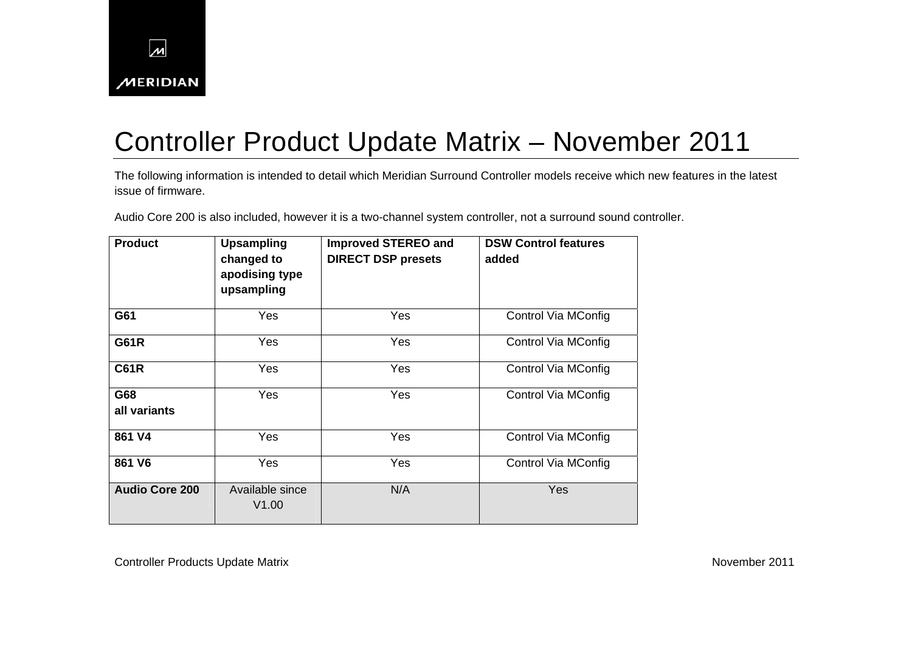MERIDIAN

# Controller Product Update Matrix – November 2011

The following information is intended to detail which Meridian Surround Controller models receive which new features in the latest issue of firmware.

Audio Core 200 is also included, however it is a two-channel system controller, not a surround sound controller.

| Product | Upsampling changed to apodising type upsampling | Improved STEREO and DIRECT DSP presets | DSW Control features added |
|---|---|---|---|
| **G61** | Yes | Yes | Control Via MConfig |
| **G61R** | Yes | Yes | Control Via MConfig |
| **C61R** | Yes | Yes | Control Via MConfig |
| **G68 all variants** | Yes | Yes | Control Via MConfig |
| **861 V4** | Yes | Yes | Control Via MConfig |
| **861 V6** | Yes | Yes | Control Via MConfig |
| **Audio Core 200** | Available since V1.00 | N/A | Yes |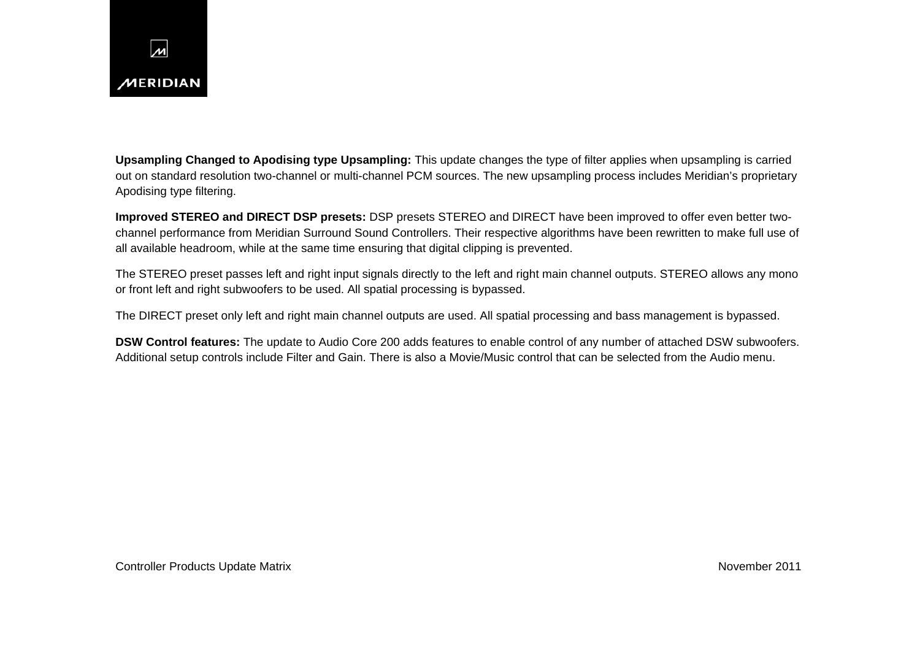**Upsampling Changed to Apodising type Upsampling:** This update changes the type of filter applies when upsampling is carried out on standard resolution two-channel or multi-channel PCM sources. The new upsampling process includes Meridian's proprietary Apodising type filtering.

**Improved STEREO and DIRECT DSP presets:** DSP presets STEREO and DIRECT have been improved to offer even better two-channel performance from Meridian Surround Sound Controllers. Their respective algorithms have been rewritten to make full use of all available headroom, while at the same time ensuring that digital clipping is prevented.

The STEREO preset passes left and right input signals directly to the left and right main channel outputs. STEREO allows any mono or front left and right subwoofers to be used. All spatial processing is bypassed.

The DIRECT preset only left and right main channel outputs are used. All spatial processing and bass management is bypassed.

**DSW Control features:** The update to Audio Core 200 adds features to enable control of any number of attached DSW subwoofers. Additional setup controls include Filter and Gain. There is also a Movie/Music control that can be selected from the Audio menu.